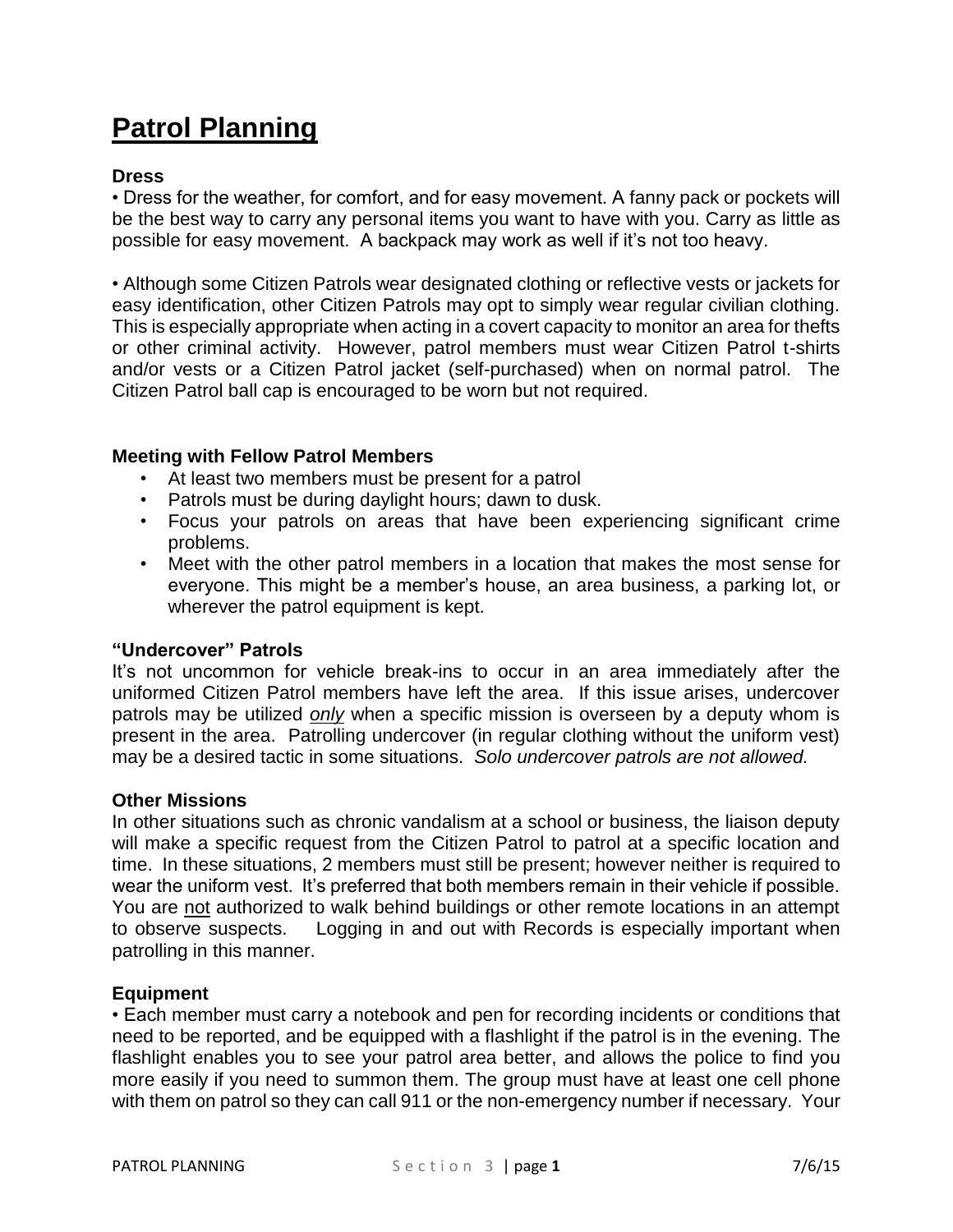# Patrol Planning

### Dress

• Dress for the weather, for comfort, and for easy movement. A fanny pack or pockets will be the best way to carry any personal items you want to have with you. Carry as little as possible for easy movement. A backpack may work as well if it's not too heavy.

• Although some Citizen Patrols wear designated clothing or reflective vests or jackets for easy identification, other Citizen Patrols may opt to simply wear regular civilian clothing. This is especially appropriate when acting in a covert capacity to monitor an area for thefts or other criminal activity. However, patrol members must wear Citizen Patrol t-shirts and/or vests or a Citizen Patrol jacket (self-purchased) when on normal patrol. The Citizen Patrol ball cap is encouraged to be worn but not required.

### Meeting with Fellow Patrol Members

- At least two members must be present for a patrol
- Patrols must be during daylight hours; dawn to dusk.
- Focus your patrols on areas that have been experiencing significant crime problems.
- Meet with the other patrol members in a location that makes the most sense for everyone. This might be a member's house, an area business, a parking lot, or wherever the patrol equipment is kept.

### "Undercover" Patrols

It's not uncommon for vehicle break-ins to occur in an area immediately after the uniformed Citizen Patrol members have left the area. If this issue arises, undercover patrols may be utilized ***only*** when a specific mission is overseen by a deputy whom is present in the area. Patrolling undercover (in regular clothing without the uniform vest) may be a desired tactic in some situations. *Solo undercover patrols are not allowed.*

### Other Missions

In other situations such as chronic vandalism at a school or business, the liaison deputy will make a specific request from the Citizen Patrol to patrol at a specific location and time. In these situations, 2 members must still be present; however neither is required to wear the uniform vest. It's preferred that both members remain in their vehicle if possible. You are not authorized to walk behind buildings or other remote locations in an attempt to observe suspects. Logging in and out with Records is especially important when patrolling in this manner.

### Equipment

• Each member must carry a notebook and pen for recording incidents or conditions that need to be reported, and be equipped with a flashlight if the patrol is in the evening. The flashlight enables you to see your patrol area better, and allows the police to find you more easily if you need to summon them. The group must have at least one cell phone with them on patrol so they can call 911 or the non-emergency number if necessary. Your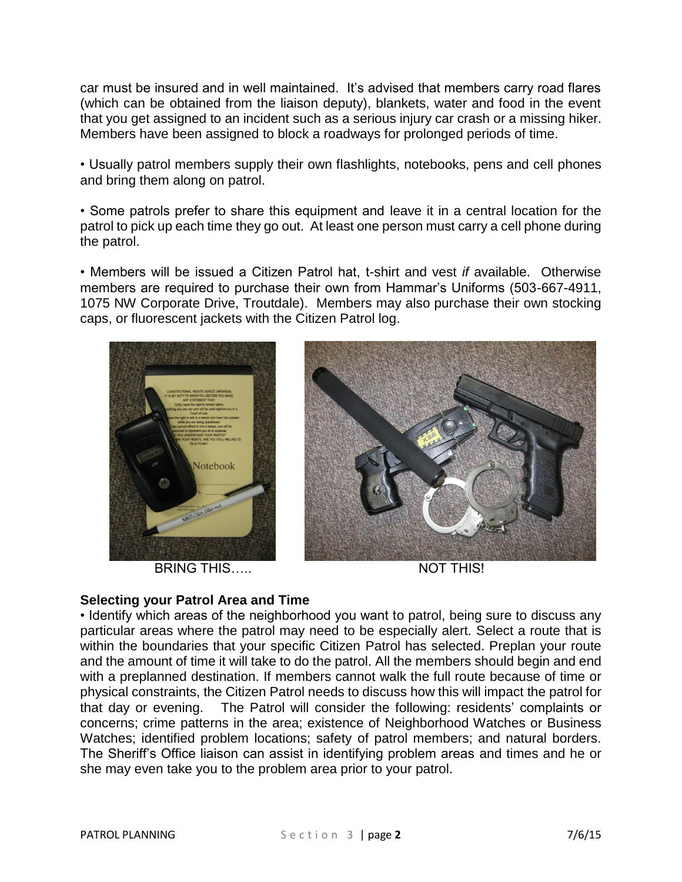car must be insured and in well maintained. It's advised that members carry road flares (which can be obtained from the liaison deputy), blankets, water and food in the event that you get assigned to an incident such as a serious injury car crash or a missing hiker. Members have been assigned to block a roadways for prolonged periods of time.

• Usually patrol members supply their own flashlights, notebooks, pens and cell phones and bring them along on patrol.

• Some patrols prefer to share this equipment and leave it in a central location for the patrol to pick up each time they go out. At least one person must carry a cell phone during the patrol.

• Members will be issued a Citizen Patrol hat, t-shirt and vest *if* available. Otherwise members are required to purchase their own from Hammar's Uniforms (503-667-4911, 1075 NW Corporate Drive, Troutdale). Members may also purchase their own stocking caps, or fluorescent jackets with the Citizen Patrol log.

BRING THIS…..

NOT THIS!

### Selecting your Patrol Area and Time

• Identify which areas of the neighborhood you want to patrol, being sure to discuss any particular areas where the patrol may need to be especially alert. Select a route that is within the boundaries that your specific Citizen Patrol has selected. Preplan your route and the amount of time it will take to do the patrol. All the members should begin and end with a preplanned destination. If members cannot walk the full route because of time or physical constraints, the Citizen Patrol needs to discuss how this will impact the patrol for that day or evening. The Patrol will consider the following: residents' complaints or concerns; crime patterns in the area; existence of Neighborhood Watches or Business Watches; identified problem locations; safety of patrol members; and natural borders. The Sheriff's Office liaison can assist in identifying problem areas and times and he or she may even take you to the problem area prior to your patrol.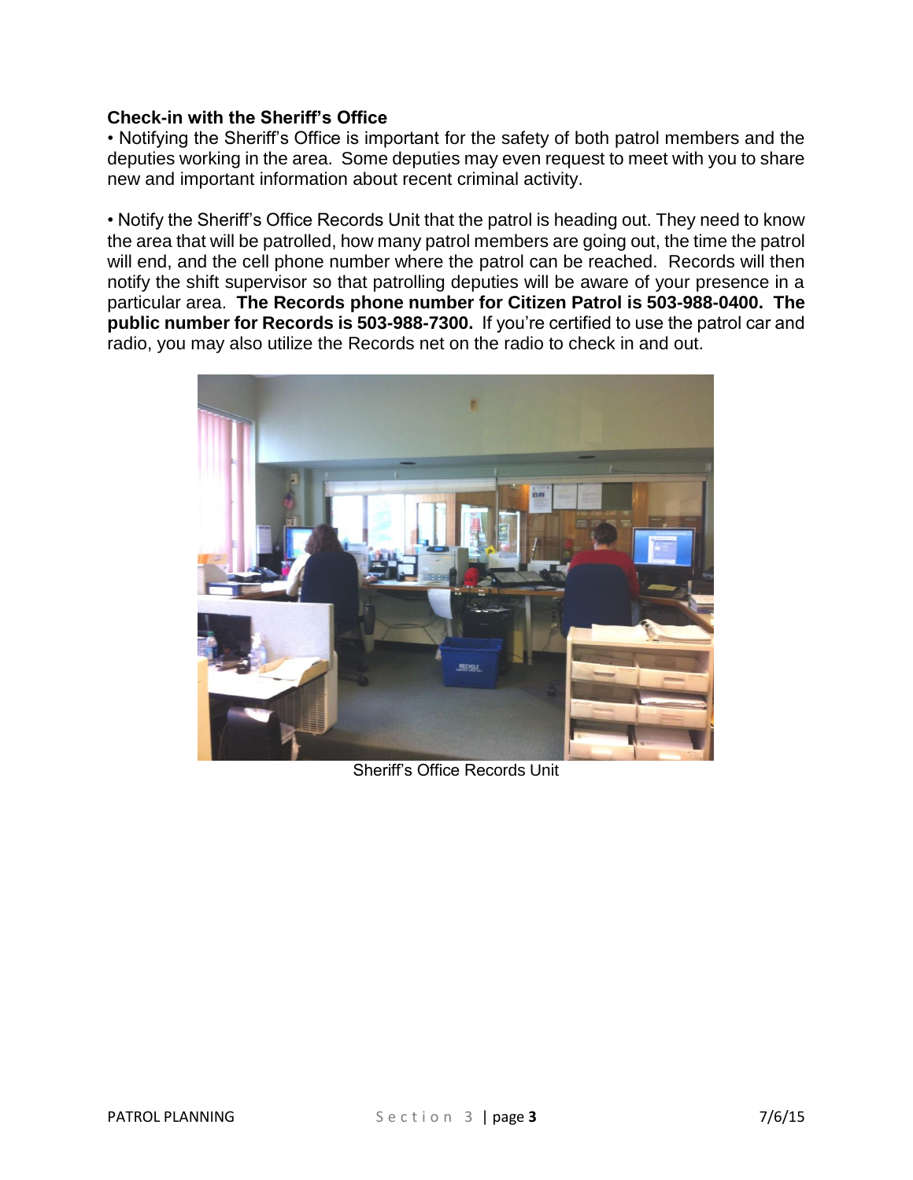**Check-in with the Sheriff's Office**

- Notifying the Sheriff's Office is important for the safety of both patrol members and the deputies working in the area. Some deputies may even request to meet with you to share new and important information about recent criminal activity.

- Notify the Sheriff's Office Records Unit that the patrol is heading out. They need to know the area that will be patrolled, how many patrol members are going out, the time the patrol will end, and the cell phone number where the patrol can be reached. Records will then notify the shift supervisor so that patrolling deputies will be aware of your presence in a particular area. **The Records phone number for Citizen Patrol is 503-988-0400. The public number for Records is 503-988-7300.** If you're certified to use the patrol car and radio, you may also utilize the Records net on the radio to check in and out.

Sheriff's Office Records Unit